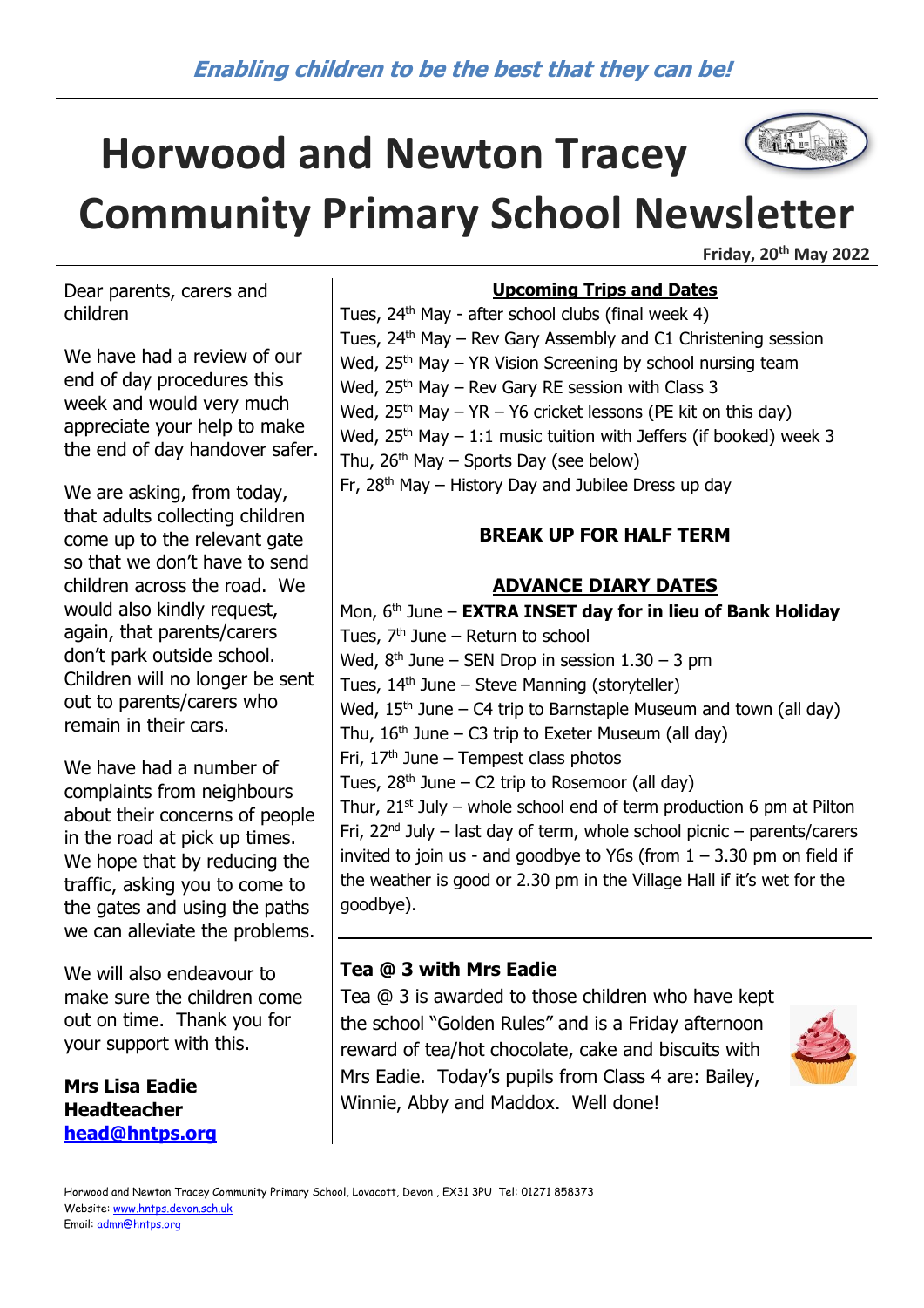*Enabling children to be the best that they can be!*

# Horwood and Newton Tracey Community Primary School Newsletter

**Friday, 20th May 2022**

Dear parents, carers and children

We have had a review of our end of day procedures this week and would very much appreciate your help to make the end of day handover safer.

We are asking, from today, that adults collecting children come up to the relevant gate so that we don't have to send children across the road. We would also kindly request, again, that parents/carers don't park outside school. Children will no longer be sent out to parents/carers who remain in their cars.

We have had a number of complaints from neighbours about their concerns of people in the road at pick up times. We hope that by reducing the traffic, asking you to come to the gates and using the paths we can alleviate the problems.

We will also endeavour to make sure the children come out on time. Thank you for your support with this.

**Mrs Lisa Eadie**
**Headteacher**
**[head@hntps.org](mailto:head@hntps.org)**

## Upcoming Trips and Dates

Tues, 24th May - after school clubs (final week 4)
Tues, 24th May – Rev Gary Assembly and C1 Christening session
Wed, 25th May – YR Vision Screening by school nursing team
Wed, 25th May – Rev Gary RE session with Class 3
Wed, 25th May – YR – Y6 cricket lessons (PE kit on this day)
Wed, 25th May – 1:1 music tuition with Jeffers (if booked) week 3
Thu, 26th May – Sports Day (see below)
Fr, 28th May – History Day and Jubilee Dress up day

**BREAK UP FOR HALF TERM**

## ADVANCE DIARY DATES

Mon, 6th June – **EXTRA INSET day for in lieu of Bank Holiday**
Tues, 7th June – Return to school
Wed, 8th June – SEN Drop in session 1.30 – 3 pm
Tues, 14th June – Steve Manning (storyteller)
Wed, 15th June – C4 trip to Barnstaple Museum and town (all day)
Thu, 16th June – C3 trip to Exeter Museum (all day)
Fri, 17th June – Tempest class photos
Tues, 28th June – C2 trip to Rosemoor (all day)
Thur, 21st July – whole school end of term production 6 pm at Pilton
Fri, 22nd July – last day of term, whole school picnic – parents/carers invited to join us - and goodbye to Y6s (from 1 – 3.30 pm on field if the weather is good or 2.30 pm in the Village Hall if it's wet for the goodbye).

### Tea @ 3 with Mrs Eadie

Tea @ 3 is awarded to those children who have kept the school "Golden Rules" and is a Friday afternoon reward of tea/hot chocolate, cake and biscuits with Mrs Eadie. Today's pupils from Class 4 are: Bailey, Winnie, Abby and Maddox. Well done!

Horwood and Newton Tracey Community Primary School, Lovacott, Devon , EX31 3PU Tel: 01271 858373
Website: www.hntps.devon.sch.uk
Email: admn@hntps.org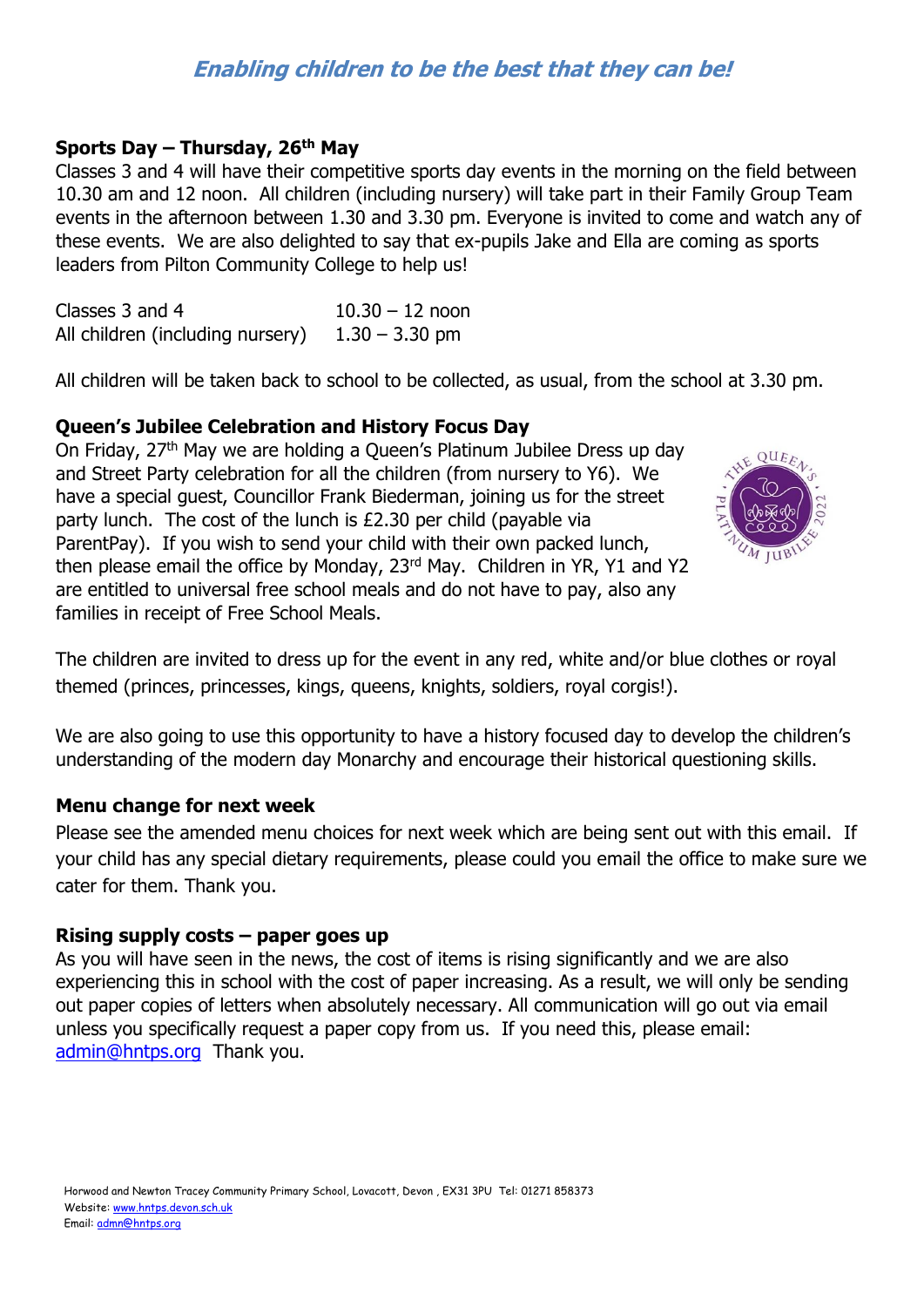*Enabling children to be the best that they can be!*

**Sports Day – Thursday, 26th May**

Classes 3 and 4 will have their competitive sports day events in the morning on the field between 10.30 am and 12 noon. All children (including nursery) will take part in their Family Group Team events in the afternoon between 1.30 and 3.30 pm. Everyone is invited to come and watch any of these events. We are also delighted to say that ex-pupils Jake and Ella are coming as sports leaders from Pilton Community College to help us!

| | |
|---|---|
| Classes 3 and 4 | 10.30 – 12 noon |
| All children (including nursery) | 1.30 – 3.30 pm |

All children will be taken back to school to be collected, as usual, from the school at 3.30 pm.

**Queen's Jubilee Celebration and History Focus Day**

On Friday, 27th May we are holding a Queen's Platinum Jubilee Dress up day and Street Party celebration for all the children (from nursery to Y6). We have a special guest, Councillor Frank Biederman, joining us for the street party lunch. The cost of the lunch is £2.30 per child (payable via ParentPay). If you wish to send your child with their own packed lunch, then please email the office by Monday, 23rd May. Children in YR, Y1 and Y2 are entitled to universal free school meals and do not have to pay, also any families in receipt of Free School Meals.

The children are invited to dress up for the event in any red, white and/or blue clothes or royal themed (princes, princesses, kings, queens, knights, soldiers, royal corgis!).

We are also going to use this opportunity to have a history focused day to develop the children's understanding of the modern day Monarchy and encourage their historical questioning skills.

**Menu change for next week**

Please see the amended menu choices for next week which are being sent out with this email. If your child has any special dietary requirements, please could you email the office to make sure we cater for them. Thank you.

**Rising supply costs – paper goes up**

As you will have seen in the news, the cost of items is rising significantly and we are also experiencing this in school with the cost of paper increasing. As a result, we will only be sending out paper copies of letters when absolutely necessary. All communication will go out via email unless you specifically request a paper copy from us. If you need this, please email: admin@hntps.org Thank you.

Horwood and Newton Tracey Community Primary School, Lovacott, Devon , EX31 3PU Tel: 01271 858373
Website: www.hntps.devon.sch.uk
Email: admn@hntps.org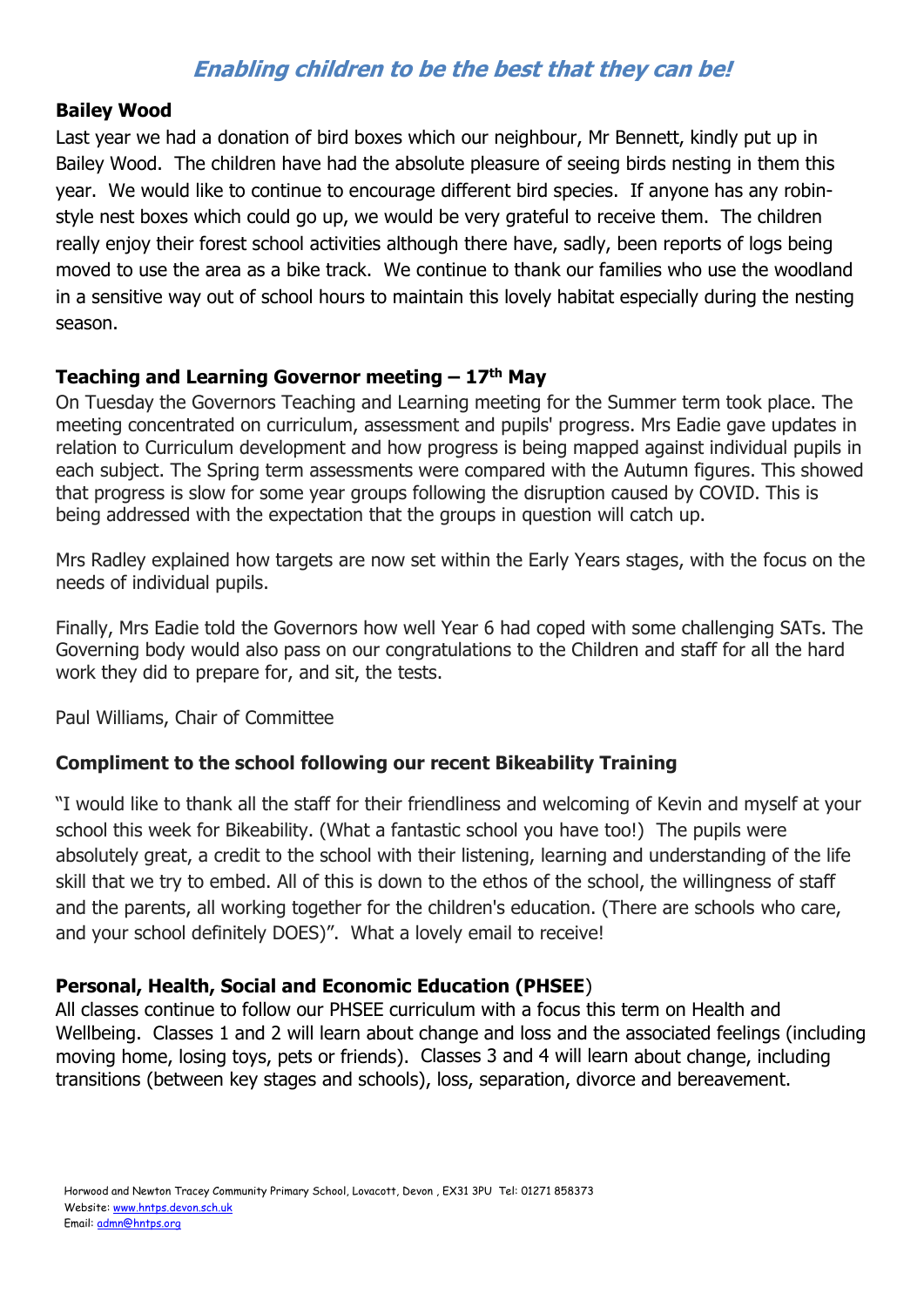*Enabling children to be the best that they can be!*

**Bailey Wood**

Last year we had a donation of bird boxes which our neighbour, Mr Bennett, kindly put up in Bailey Wood. The children have had the absolute pleasure of seeing birds nesting in them this year. We would like to continue to encourage different bird species. If anyone has any robin-style nest boxes which could go up, we would be very grateful to receive them. The children really enjoy their forest school activities although there have, sadly, been reports of logs being moved to use the area as a bike track. We continue to thank our families who use the woodland in a sensitive way out of school hours to maintain this lovely habitat especially during the nesting season.

**Teaching and Learning Governor meeting – 17th May**

On Tuesday the Governors Teaching and Learning meeting for the Summer term took place. The meeting concentrated on curriculum, assessment and pupils' progress. Mrs Eadie gave updates in relation to Curriculum development and how progress is being mapped against individual pupils in each subject. The Spring term assessments were compared with the Autumn figures. This showed that progress is slow for some year groups following the disruption caused by COVID. This is being addressed with the expectation that the groups in question will catch up.

Mrs Radley explained how targets are now set within the Early Years stages, with the focus on the needs of individual pupils.

Finally, Mrs Eadie told the Governors how well Year 6 had coped with some challenging SATs. The Governing body would also pass on our congratulations to the Children and staff for all the hard work they did to prepare for, and sit, the tests.

Paul Williams, Chair of Committee

**Compliment to the school following our recent Bikeability Training**

"I would like to thank all the staff for their friendliness and welcoming of Kevin and myself at your school this week for Bikeability. (What a fantastic school you have too!) The pupils were absolutely great, a credit to the school with their listening, learning and understanding of the life skill that we try to embed. All of this is down to the ethos of the school, the willingness of staff and the parents, all working together for the children's education. (There are schools who care, and your school definitely DOES)". What a lovely email to receive!

**Personal, Health, Social and Economic Education (PHSEE)**

All classes continue to follow our PHSEE curriculum with a focus this term on Health and Wellbeing. Classes 1 and 2 will learn about change and loss and the associated feelings (including moving home, losing toys, pets or friends). Classes 3 and 4 will learn about change, including transitions (between key stages and schools), loss, separation, divorce and bereavement.

Horwood and Newton Tracey Community Primary School, Lovacott, Devon , EX31 3PU Tel: 01271 858373
Website: www.hntps.devon.sch.uk
Email: admn@hntps.org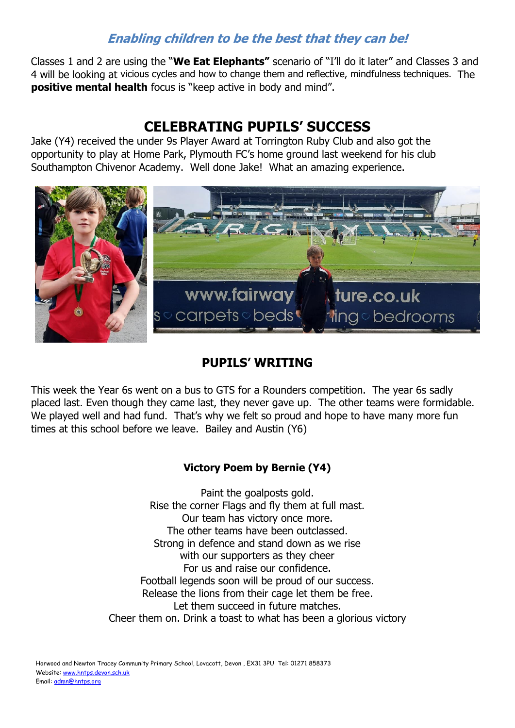***Enabling children to be the best that they can be!***

Classes 1 and 2 are using the "**We Eat Elephants"** scenario of "I'll do it later" and Classes 3 and 4 will be looking at vicious cycles and how to change them and reflective, mindfulness techniques. The **positive mental health** focus is "keep active in body and mind".

## CELEBRATING PUPILS' SUCCESS

Jake (Y4) received the under 9s Player Award at Torrington Ruby Club and also got the opportunity to play at Home Park, Plymouth FC's home ground last weekend for his club Southampton Chivenor Academy. Well done Jake! What an amazing experience.

## PUPILS' WRITING

This week the Year 6s went on a bus to GTS for a Rounders competition. The year 6s sadly placed last. Even though they came last, they never gave up. The other teams were formidable. We played well and had fund. That's why we felt so proud and hope to have many more fun times at this school before we leave. Bailey and Austin (Y6)

### Victory Poem by Bernie (Y4)

Paint the goalposts gold.
Rise the corner Flags and fly them at full mast.
Our team has victory once more.
The other teams have been outclassed.
Strong in defence and stand down as we rise
with our supporters as they cheer
For us and raise our confidence.
Football legends soon will be proud of our success.
Release the lions from their cage let them be free.
Let them succeed in future matches.
Cheer them on. Drink a toast to what has been a glorious victory

Horwood and Newton Tracey Community Primary School, Lovacott, Devon , EX31 3PU Tel: 01271 858373
Website: www.hntps.devon.sch.uk
Email: admn@hntps.org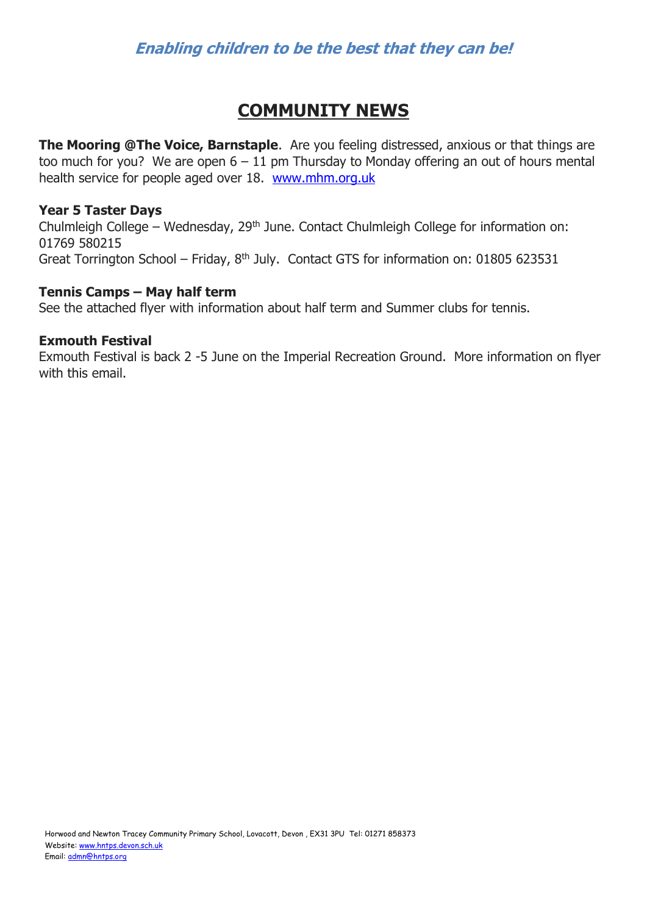## COMMUNITY NEWS

**The Mooring @The Voice, Barnstaple**. Are you feeling distressed, anxious or that things are too much for you? We are open 6 – 11 pm Thursday to Monday offering an out of hours mental health service for people aged over 18. [www.mhm.org.uk](http://www.mhm.org.uk)

**Year 5 Taster Days**

Chulmleigh College – Wednesday, 29th June. Contact Chulmleigh College for information on: 01769 580215

Great Torrington School – Friday, 8th July. Contact GTS for information on: 01805 623531

**Tennis Camps – May half term**

See the attached flyer with information about half term and Summer clubs for tennis.

**Exmouth Festival**

Exmouth Festival is back 2 -5 June on the Imperial Recreation Ground. More information on flyer with this email.